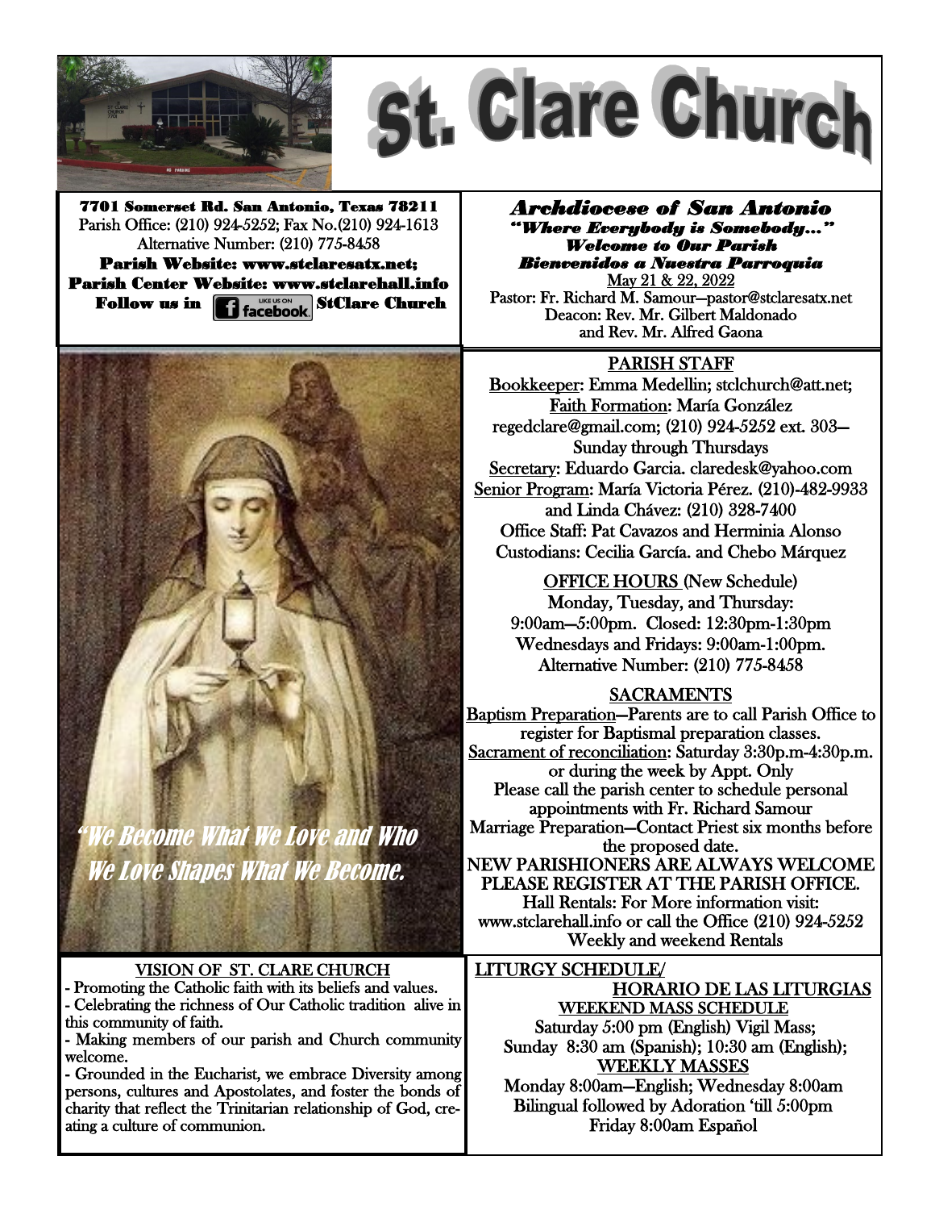# St. Clare Church

**7701 Somerset Rd. San Antonio, Texas 78211**
Parish Office: (210) 924-5252; Fax No.(210) 924-1613
Alternative Number: (210) 775-8458
**Parish Website: www.stclaresatx.net;**
**Parish Center Website: www.stclarehall.info**
**Follow us in facebook StClare Church**

***Archdiocese of San Antonio***
***"Where Everybody is Somebody..."***
***Welcome to Our Parish***
***Bienvenidos a Nuestra Parroquia***
May 21 & 22, 2022
Pastor: Fr. Richard M. Samour—pastor@stclaresatx.net
Deacon: Rev. Mr. Gilbert Maldonado
and Rev. Mr. Alfred Gaona

"We Become What We Love and Who We Love Shapes What We Become.

## PARISH STAFF

Bookkeeper: Emma Medellin; stclchurch@att.net;
Faith Formation: María González
regedclare@gmail.com; (210) 924-5252 ext. 303—
Sunday through Thursdays
Secretary: Eduardo Garcia. claredesk@yahoo.com
Senior Program: María Victoria Pérez. (210)-482-9933
and Linda Chávez: (210) 328-7400
Office Staff: Pat Cavazos and Herminia Alonso
Custodians: Cecilia García. and Chebo Márquez

## OFFICE HOURS (New Schedule)

Monday, Tuesday, and Thursday:
9:00am—5:00pm. Closed: 12:30pm-1:30pm
Wednesdays and Fridays: 9:00am-1:00pm.
Alternative Number: (210) 775-8458

## SACRAMENTS

Baptism Preparation—Parents are to call Parish Office to register for Baptismal preparation classes.
Sacrament of reconciliation: Saturday 3:30p.m-4:30p.m. or during the week by Appt. Only
Please call the parish center to schedule personal appointments with Fr. Richard Samour
Marriage Preparation—Contact Priest six months before the proposed date.
NEW PARISHIONERS ARE ALWAYS WELCOME PLEASE REGISTER AT THE PARISH OFFICE.
Hall Rentals: For More information visit: www.stclarehall.info or call the Office (210) 924-5252
Weekly and weekend Rentals

## VISION OF ST. CLARE CHURCH

- Promoting the Catholic faith with its beliefs and values.
- Celebrating the richness of Our Catholic tradition alive in this community of faith.
- Making members of our parish and Church community welcome.
- Grounded in the Eucharist, we embrace Diversity among persons, cultures and Apostolates, and foster the bonds of charity that reflect the Trinitarian relationship of God, creating a culture of communion.

## LITURGY SCHEDULE/ HORARIO DE LAS LITURGIAS

### WEEKEND MASS SCHEDULE

Saturday 5:00 pm (English) Vigil Mass;
Sunday 8:30 am (Spanish); 10:30 am (English);

### WEEKLY MASSES

Monday 8:00am—English; Wednesday 8:00am
Bilingual followed by Adoration 'till 5:00pm
Friday 8:00am Español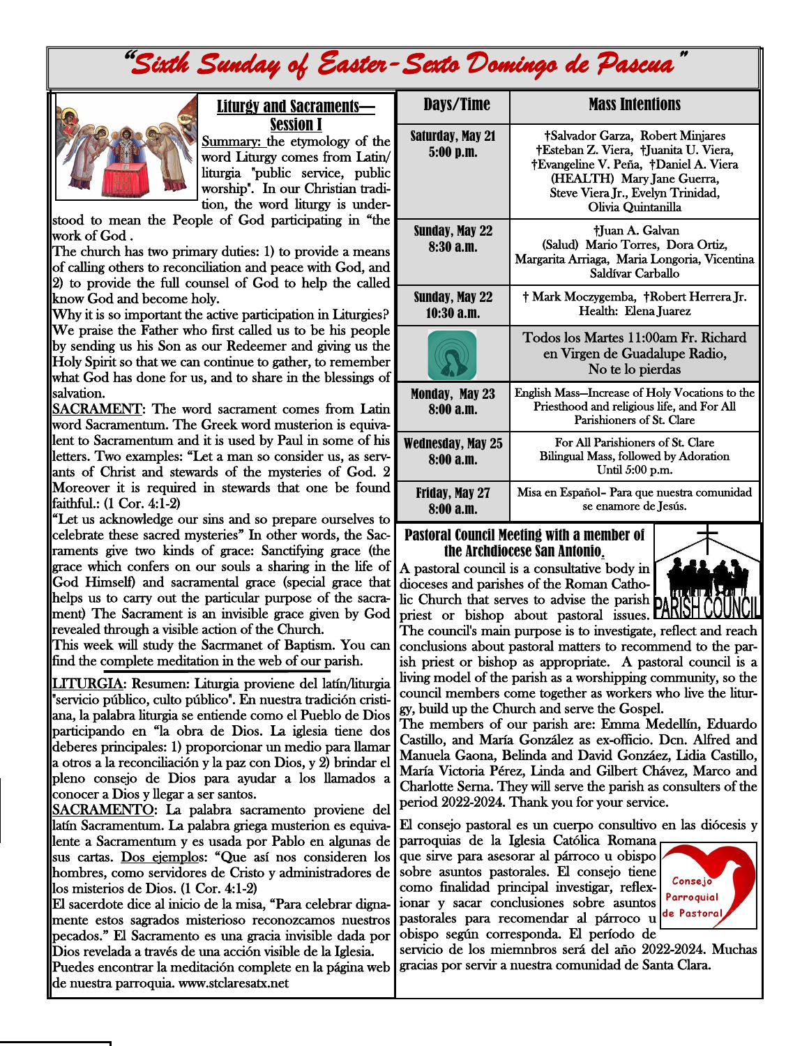# "Sixth Sunday of Easter- Sexto Domingo de Pascua"

## Liturgy and Sacraments— Session I

Summary: the etymology of the word Liturgy comes from Latin/ liturgia "public service, public worship". In our Christian tradition, the word liturgy is understood to mean the People of God participating in "the work of God .

The church has two primary duties: 1) to provide a means of calling others to reconciliation and peace with God, and 2) to provide the full counsel of God to help the called know God and become holy.

Why it is so important the active participation in Liturgies? We praise the Father who first called us to be his people by sending us his Son as our Redeemer and giving us the Holy Spirit so that we can continue to gather, to remember what God has done for us, and to share in the blessings of salvation.

SACRAMENT: The word sacrament comes from Latin word Sacramentum. The Greek word musterion is equivalent to Sacramentum and it is used by Paul in some of his letters. Two examples: "Let a man so consider us, as servants of Christ and stewards of the mysteries of God. 2 Moreover it is required in stewards that one be found faithful.: (1 Cor. 4:1-2)

"Let us acknowledge our sins and so prepare ourselves to celebrate these sacred mysteries" In other words, the Sacraments give two kinds of grace: Sanctifying grace (the grace which confers on our souls a sharing in the life of God Himself) and sacramental grace (special grace that helps us to carry out the particular purpose of the sacrament) The Sacrament is an invisible grace given by God revealed through a visible action of the Church.

This week will study the Sacrmanet of Baptism. You can find the complete meditation in the web of our parish.

LITURGIA: Resumen: Liturgia proviene del latín/liturgia "servicio público, culto público". En nuestra tradición cristiana, la palabra liturgia se entiende como el Pueblo de Dios participando en "la obra de Dios. La iglesia tiene dos deberes principales: 1) proporcionar un medio para llamar a otros a la reconciliación y la paz con Dios, y 2) brindar el pleno consejo de Dios para ayudar a los llamados a conocer a Dios y llegar a ser santos.

SACRAMENTO: La palabra sacramento proviene del latín Sacramentum. La palabra griega musterion es equivalente a Sacramentum y es usada por Pablo en algunas de sus cartas. Dos ejemplos: "Que así nos consideren los hombres, como servidores de Cristo y administradores de los misterios de Dios. (1 Cor. 4:1-2)

El sacerdote dice al inicio de la misa, "Para celebrar dignamente estos sagrados misterioso reconozcamos nuestros pecados." El Sacramento es una gracia invisible dada por Dios revelada a través de una acción visible de la Iglesia.

Puedes encontrar la meditación complete en la página web de nuestra parroquia. www.stclaresatx.net

| Days/Time | Mass Intentions |
|---|---|
| Saturday, May 21 5:00 p.m. | †Salvador Garza, Robert Minjares †Esteban Z. Viera, †Juanita U. Viera, †Evangeline V. Peña, †Daniel A. Viera (HEALTH) Mary Jane Guerra, Steve Viera Jr., Evelyn Trinidad, Olivia Quintanilla |
| Sunday, May 22 8:30 a.m. | †Juan A. Galvan (Salud) Mario Torres, Dora Ortiz, Margarita Arriaga, Maria Longoria, Vicentina Saldívar Carballo |
| Sunday, May 22 10:30 a.m. | † Mark Moczygemba, †Robert Herrera Jr. Health: Elena Juarez |
| | Todos los Martes 11:00am Fr. Richard en Virgen de Guadalupe Radio, No te lo pierdas |
| Monday, May 23 8:00 a.m. | English Mass—Increase of Holy Vocations to the Priesthood and religious life, and For All Parishioners of St. Clare |
| Wednesday, May 25 8:00 a.m. | For All Parishioners of St. Clare Bilingual Mass, followed by Adoration Until 5:00 p.m. |
| Friday, May 27 8:00 a.m. | Misa en Español- Para que nuestra comunidad se enamore de Jesús. |

## Pastoral Council Meeting with a member of the Archdiocese San Antonio.

A pastoral council is a consultative body in dioceses and parishes of the Roman Catholic Church that serves to advise the parish priest or bishop about pastoral issues. The council's main purpose is to investigate, reflect and reach conclusions about pastoral matters to recommend to the parish priest or bishop as appropriate. A pastoral council is a living model of the parish as a worshipping community, so the council members come together as workers who live the liturgy, build up the Church and serve the Gospel.

The members of our parish are: Emma Medellín, Eduardo Castillo, and María González as ex-officio. Dcn. Alfred and Manuela Gaona, Belinda and David Gonzáez, Lidia Castillo, María Victoria Pérez, Linda and Gilbert Chávez, Marco and Charlotte Serna. They will serve the parish as consulters of the period 2022-2024. Thank you for your service.

El consejo pastoral es un cuerpo consultivo en las diócesis y parroquias de la Iglesia Católica Romana que sirve para asesorar al párroco u obispo sobre asuntos pastorales. El consejo tiene como finalidad principal investigar, reflexionar y sacar conclusiones sobre asuntos pastorales para recomendar al párroco u obispo según corresponda. El período de servicio de los miembnros será del año 2022-2024. Muchas gracias por servir a nuestra comunidad de Santa Clara.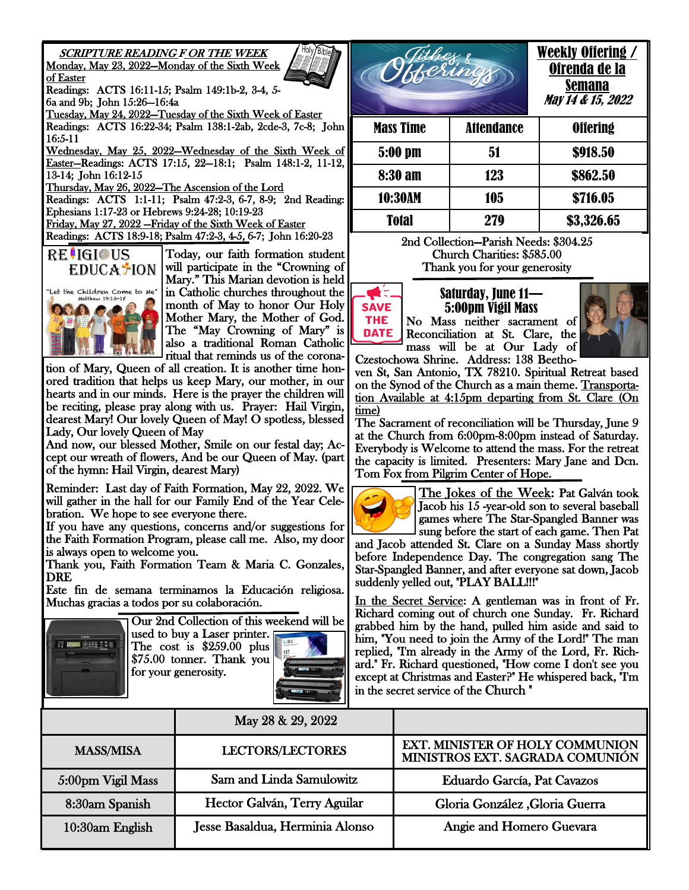## SCRIPTURE READING FOR THE WEEK

Monday, May 23, 2022—Monday of the Sixth Week of Easter
Readings: ACTS 16:11-15; Psalm 149:1b-2, 3-4, 5-6a and 9b; John 15:26—16:4a

Tuesday, May 24, 2022—Tuesday of the Sixth Week of Easter
Readings: ACTS 16:22-34; Psalm 138:1-2ab, 2cde-3, 7c-8; John 16:5-11

Wednesday, May 25, 2022—Wednesday of the Sixth Week of Easter—Readings: ACTS 17:15, 22—18:1; Psalm 148:1-2, 11-12, 13-14; John 16:12-15

Thursday, May 26, 2022—The Ascension of the Lord
Readings: ACTS 1:1-11; Psalm 47:2-3, 6-7, 8-9; 2nd Reading: Ephesians 1:17-23 or Hebrews 9:24-28; 10:19-23

Friday, May 27, 2022 —Friday of the Sixth Week of Easter
Readings: ACTS 18:9-18; Psalm 47:2-3, 4-5, 6-7; John 16:20-23

## RELIGIOUS EDUCATION

"Let the Children Come to Me" Matthew 19:13-15

Today, our faith formation student will participate in the "Crowning of Mary." This Marian devotion is held in Catholic churches throughout the month of May to honor Our Holy Mother Mary, the Mother of God. The "May Crowning of Mary" is also a traditional Roman Catholic ritual that reminds us of the coronation of Mary, Queen of all creation. It is another time honored tradition that helps us keep Mary, our mother, in our hearts and in our minds. Here is the prayer the children will be reciting, please pray along with us. Prayer: Hail Virgin, dearest Mary! Our lovely Queen of May! O spotless, blessed Lady, Our lovely Queen of May
And now, our blessed Mother, Smile on our festal day; Accept our wreath of flowers, And be our Queen of May. (part of the hymn: Hail Virgin, dearest Mary)

Reminder: Last day of Faith Formation, May 22, 2022. We will gather in the hall for our Family End of the Year Celebration. We hope to see everyone there.
If you have any questions, concerns and/or suggestions for the Faith Formation Program, please call me. Also, my door is always open to welcome you.
Thank you, Faith Formation Team & Maria C. Gonzales, DRE
Este fin de semana terminamos la Educación religiosa. Muchas gracias a todos por su colaboración.

Our 2nd Collection of this weekend will be used to buy a Laser printer. The cost is $259.00 plus $75.00 tonner. Thank you for your generosity.

## Tithes & Offerings

**Weekly Offering / Ofrenda de la Semana**
*May 14 & 15, 2022*

| Mass Time | Attendance | Offering |
|---|---|---|
| 5:00 pm | 51 | $918.50 |
| 8:30 am | 123 | $862.50 |
| 10:30AM | 105 | $716.05 |
| Total | 279 | $3,326.65 |

2nd Collection—Parish Needs: $304.25
Church Charities: $585.00
Thank you for your generosity

## SAVE THE DATE

**Saturday, June 11— 5:00pm Vigil Mass**

No Mass neither sacrament of Reconciliation at St. Clare, the mass will be at Our Lady of Czestochowa Shrine. Address: 138 Beethoven St, San Antonio, TX 78210. Spiritual Retreat based on the Synod of the Church as a main theme. Transportation Available at 4:15pm departing from St. Clare (On time)
The Sacrament of reconciliation will be Thursday, June 9 at the Church from 6:00pm-8:00pm instead of Saturday. Everybody is Welcome to attend the mass. For the retreat the capacity is limited. Presenters: Mary Jane and Dcn. Tom Fox from Pilgrim Center of Hope.

The Jokes of the Week: Pat Galván took Jacob his 15 -year-old son to several baseball games where The Star-Spangled Banner was sung before the start of each game. Then Pat and Jacob attended St. Clare on a Sunday Mass shortly before Independence Day. The congregation sang The Star-Spangled Banner, and after everyone sat down, Jacob suddenly yelled out, "PLAY BALL!!!"

In the Secret Service: A gentleman was in front of Fr. Richard coming out of church one Sunday. Fr. Richard grabbed him by the hand, pulled him aside and said to him, "You need to join the Army of the Lord!" The man replied, "I'm already in the Army of the Lord, Fr. Richard." Fr. Richard questioned, "How come I don't see you except at Christmas and Easter?" He whispered back, "I'm in the secret service of the Church "

| | May 28 & 29, 2022 | |
|---|---|---|
| MASS/MISA | LECTORS/LECTORES | EXT. MINISTER OF HOLY COMMUNION MINISTROS EXT. SAGRADA COMUNIÓN |
| 5:00pm Vigil Mass | Sam and Linda Samulowitz | Eduardo García, Pat Cavazos |
| 8:30am Spanish | Hector Galván, Terry Aguilar | Gloria González ,Gloria Guerra |
| 10:30am English | Jesse Basaldua, Herminia Alonso | Angie and Homero Guevara |